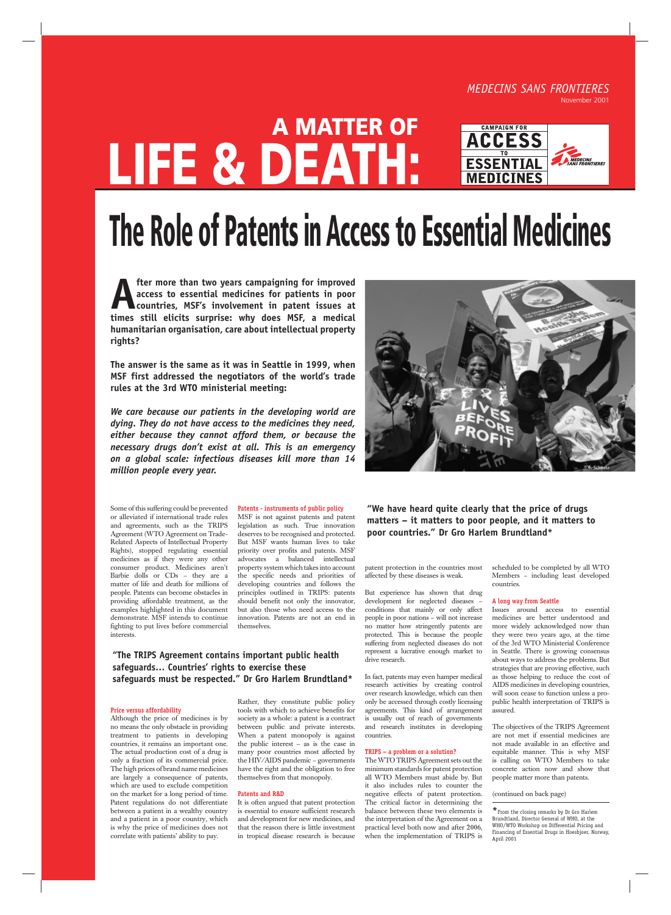*MEDECINS SANS FRONTIERES*
November 2001

# A MATTER OF LIFE & DEATH:

CAMPAIGN FOR ACCESS TO ESSENTIAL MEDICINES

# The Role of Patents in Access to Essential Medicines

**After more than two years campaigning for improved access to essential medicines for patients in poor countries, MSF's involvement in patent issues at times still elicits surprise: why does MSF, a medical humanitarian organisation, care about intellectual property rights?**

**The answer is the same as it was in Seattle in 1999, when MSF first addressed the negotiators of the world's trade rules at the 3rd WTO ministerial meeting:**

***We care because our patients in the developing world are dying. They do not have access to the medicines they need, either because they cannot afford them, or because the necessary drugs don't exist at all. This is an emergency on a global scale: infectious diseases kill more than 14 million people every year.***

© E. Schmetz

Some of this suffering could be prevented or alleviated if international trade rules and agreements, such as the TRIPS Agreement (WTO Agreement on Trade-Related Aspects of Intellectual Property Rights), stopped regulating essential medicines as if they were any other consumer product. Medicines aren't Barbie dolls or CDs – they are a matter of life and death for millions of people. Patents can become obstacles in providing affordable treatment, as the examples highlighted in this document demonstrate. MSF intends to continue fighting to put lives before commercial interests.

**"The TRIPS Agreement contains important public health safeguards… Countries' rights to exercise these safeguards must be respected." Dr Gro Harlem Brundtland***

### Price versus affordability

Although the price of medicines is by no means the only obstacle in providing treatment to patients in developing countries, it remains an important one. The actual production cost of a drug is only a fraction of its commercial price. The high prices of brand name medicines are largely a consequence of patents, which are used to exclude competition on the market for a long period of time. Patent regulations do not differentiate between a patient in a wealthy country and a patient in a poor country, which is why the price of medicines does not correlate with patients' ability to pay.

### Patents - instruments of public policy

MSF is not against patents and patent legislation as such. True innovation deserves to be recognised and protected. But MSF wants human lives to take priority over profits and patents. MSF advocates a balanced intellectual property system which takes into account the specific needs and priorities of developing countries and follows the principles outlined in TRIPS: patents should benefit not only the innovator, but also those who need access to the innovation. Patents are not an end in themselves.

Rather, they constitute public policy tools with which to achieve benefits for society as a whole: a patent is a contract between public and private interests. When a patent monopoly is against the public interest – as is the case in many poor countries most affected by the HIV/AIDS pandemic – governments have the right and the obligation to free themselves from that monopoly.

### Patents and R&D

It is often argued that patent protection is essential to ensure sufficient research and development for new medicines, and that the reason there is little investment in tropical disease research is because patent protection in the countries most affected by these diseases is weak.

**"We have heard quite clearly that the price of drugs matters – it matters to poor people, and it matters to poor countries." Dr Gro Harlem Brundtland***

But experience has shown that drug development for neglected diseases – conditions that mainly or only affect people in poor nations – will not increase no matter how stringently patents are protected. This is because the people suffering from neglected diseases do not represent a lucrative enough market to drive research.

In fact, patents may even hamper medical research activities by creating control over research knowledge, which can then only be accessed through costly licensing agreements. This kind of arrangement is usually out of reach of governments and research institutes in developing countries.

### TRIPS – a problem or a solution?

The WTO TRIPS Agreement sets out the minimum standards for patent protection all WTO Members must abide by. But it also includes rules to counter the negative effects of patent protection. The critical factor in determining the balance between these two elements is the interpretation of the Agreement on a practical level both now and after 2006, when the implementation of TRIPS is scheduled to be completed by all WTO Members – including least developed countries.

### A long way from Seattle

Issues around access to essential medicines are better understood and more widely acknowledged now than they were two years ago, at the time of the 3rd WTO Ministerial Conference in Seattle. There is growing consensus about ways to address the problems. But strategies that are proving effective, such as those helping to reduce the cost of AIDS medicines in developing countries, will soon cease to function unless a pro-public health interpretation of TRIPS is assured.

The objectives of the TRIPS Agreement are not met if essential medicines are not made available in an effective and equitable manner. This is why MSF is calling on WTO Members to take concrete action now and show that people matter more than patents.

(continued on back page)

*From the closing remarks by Dr Gro Harlem Brundtland, Director General of WHO, at the WHO/WTO Workshop on Differential Pricing and Financing of Essential Drugs in Hoesbjoer, Norway, April 2001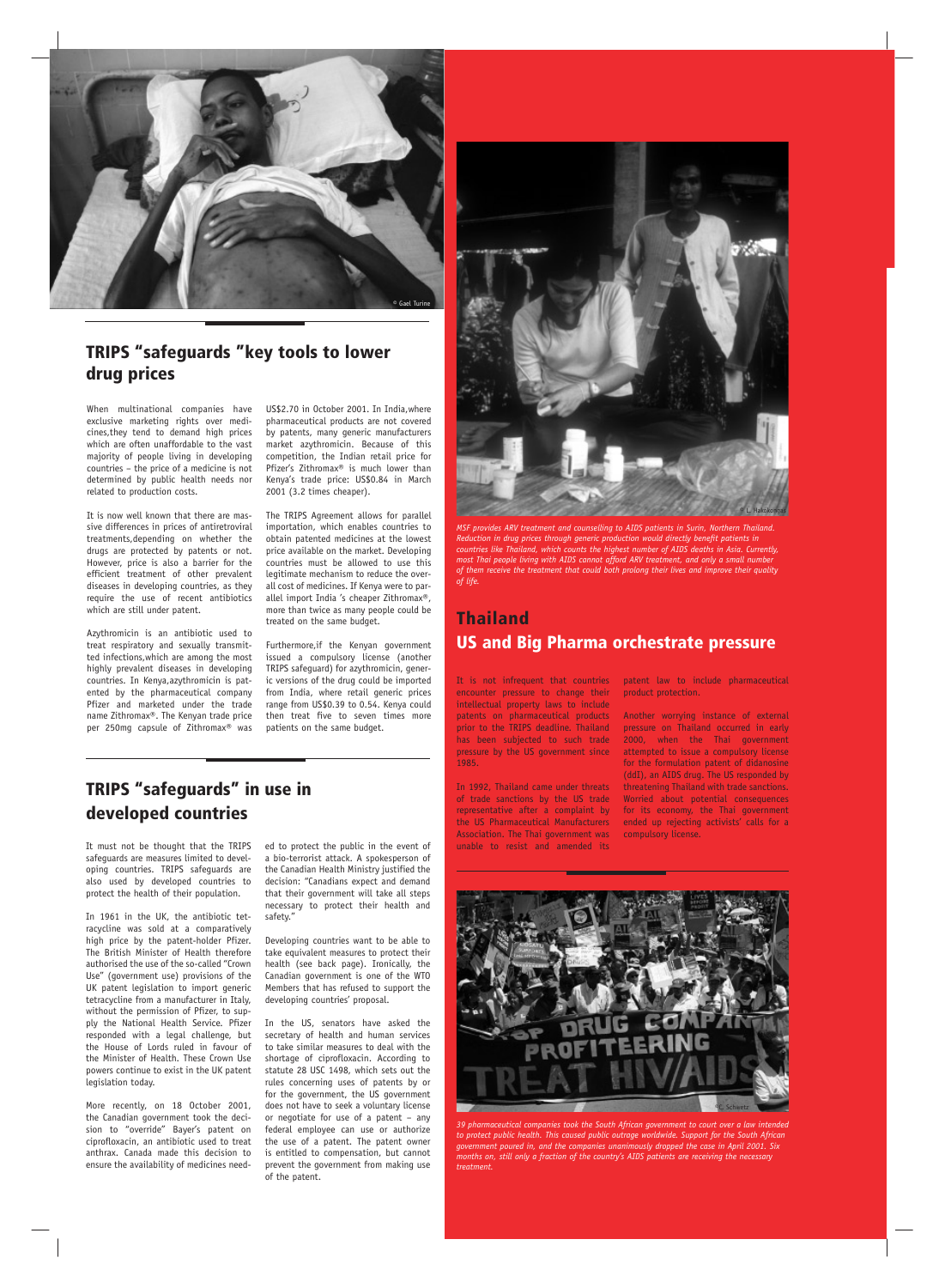## TRIPS "safeguards "key tools to lower drug prices

When multinational companies have exclusive marketing rights over medicines,they tend to demand high prices which are often unaffordable to the vast majority of people living in developing countries – the price of a medicine is not determined by public health needs nor related to production costs.

It is now well known that there are massive differences in prices of antiretroviral treatments,depending on whether the drugs are protected by patents or not. However, price is also a barrier for the efficient treatment of other prevalent diseases in developing countries, as they require the use of recent antibiotics which are still under patent.

Azythromicin is an antibiotic used to treat respiratory and sexually transmitted infections,which are among the most highly prevalent diseases in developing countries. In Kenya,azythromicin is patented by the pharmaceutical company Pfizer and marketed under the trade name Zithromax®. The Kenyan trade price per 250mg capsule of Zithromax® was US$2.70 in October 2001. In India,where pharmaceutical products are not covered by patents, many generic manufacturers market azythromicin. Because of this competition, the Indian retail price for Pfizer's Zithromax® is much lower than Kenya's trade price: US$0.84 in March 2001 (3.2 times cheaper).

The TRIPS Agreement allows for parallel importation, which enables countries to obtain patented medicines at the lowest price available on the market. Developing countries must be allowed to use this legitimate mechanism to reduce the overall cost of medicines. If Kenya were to parallel import India 's cheaper Zithromax®, more than twice as many people could be treated on the same budget.

Furthermore,if the Kenyan government issued a compulsory license (another TRIPS safeguard) for azythromicin, generic versions of the drug could be imported from India, where retail generic prices range from US$0.39 to 0.54. Kenya could then treat five to seven times more patients on the same budget.

## TRIPS "safeguards" in use in developed countries

It must not be thought that the TRIPS safeguards are measures limited to developing countries. TRIPS safeguards are also used by developed countries to protect the health of their population.

In 1961 in the UK, the antibiotic tetracycline was sold at a comparatively high price by the patent-holder Pfizer. The British Minister of Health therefore authorised the use of the so-called "Crown Use" (government use) provisions of the UK patent legislation to import generic tetracycline from a manufacturer in Italy, without the permission of Pfizer, to supply the National Health Service. Pfizer responded with a legal challenge, but the House of Lords ruled in favour of the Minister of Health. These Crown Use powers continue to exist in the UK patent legislation today.

More recently, on 18 October 2001, the Canadian government took the decision to "override" Bayer's patent on ciprofloxacin, an antibiotic used to treat anthrax. Canada made this decision to ensure the availability of medicines needed to protect the public in the event of a bio-terrorist attack. A spokesperson of the Canadian Health Ministry justified the decision: "Canadians expect and demand that their government will take all steps necessary to protect their health and safety."

Developing countries want to be able to take equivalent measures to protect their health (see back page). Ironically, the Canadian government is one of the WTO Members that has refused to support the developing countries' proposal.

In the US, senators have asked the secretary of health and human services to take similar measures to deal with the shortage of ciprofloxacin. According to statute 28 USC 1498, which sets out the rules concerning uses of patents by or for the government, the US government does not have to seek a voluntary license or negotiate for use of a patent – any federal employee can use or authorize the use of a patent. The patent owner is entitled to compensation, but cannot prevent the government from making use of the patent.

*MSF provides ARV treatment and counselling to AIDS patients in Surin, Northern Thailand. Reduction in drug prices through generic production would directly benefit patients in countries like Thailand, which counts the highest number of AIDS deaths in Asia. Currently, most Thai people living with AIDS cannot afford ARV treatment, and only a small number of them receive the treatment that could both prolong their lives and improve their quality of life.*

## Thailand
## US and Big Pharma orchestrate pressure

It is not infrequent that countries encounter pressure to change their intellectual property laws to include patents on pharmaceutical products prior to the TRIPS deadline. Thailand has been subjected to such trade pressure by the US government since 1985.

In 1992, Thailand came under threats of trade sanctions by the US trade representative after a complaint by the US Pharmaceutical Manufacturers Association. The Thai government was unable to resist and amended its patent law to include pharmaceutical product protection.

Another worrying instance of external pressure on Thailand occurred in early 2000, when the Thai government attempted to issue a compulsory license for the formulation patent of didanosine (ddI), an AIDS drug. The US responded by threatening Thailand with trade sanctions. Worried about potential consequences for its economy, the Thai government ended up rejecting activists' calls for a compulsory license.

*39 pharmaceutical companies took the South African government to court over a law intended to protect public health. This caused public outrage worldwide. Support for the South African government poured in, and the companies unanimously dropped the case in April 2001. Six months on, still only a fraction of the country's AIDS patients are receiving the necessary treatment.*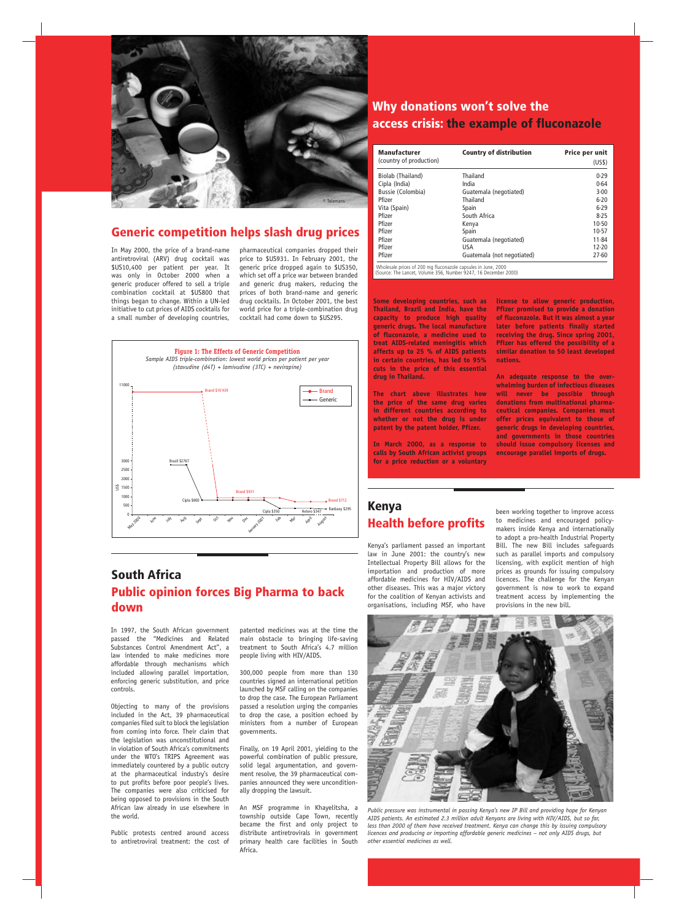## Generic competition helps slash drug prices

In May 2000, the price of a brand-name antiretroviral (ARV) drug cocktail was $US10,400 per patient per year. It was only in October 2000 when a generic producer offered to sell a triple combination cocktail at $US800 that things began to change. Within a UN-led initiative to cut prices of AIDS cocktails for a small number of developing countries, pharmaceutical companies dropped their price to $US931. In February 2001, the generic price dropped again to $US350, which set off a price war between branded and generic drug makers, reducing the prices of both brand-name and generic drug cocktails. In October 2001, the best world price for a triple-combination drug cocktail had come down to $US295.

**Figure 1: The Effects of Generic Competition**

*Sample AIDS triple-combination: lowest world prices per patient per year (stavudine (d4T) + lamivudine (3TC) + nevirapine)*

Brand
Generic

US$
11000
3000
2500
2000
1500
1000
500
0

Brand $10'439
Brazil $2767
Cipla $800
Brand $931
Cipla $350
Hetero $347
Brand $712
Ranbaxy $295

May 2000, June, July, Aug, Sept, Oct, Nov, Dec, January 2001, Feb, Mar, April, August

## Why donations won't solve the access crisis: the example of fluconazole

| Manufacturer (country of production) | Country of distribution | Price per unit (US$) |
|---|---|---|
| Biolab (Thailand) | Thailand | 0·29 |
| Cipla (India) | India | 0·64 |
| Bussie (Colombia) | Guatemala (negotiated) | 3·00 |
| Pfizer | Thailand | 6·20 |
| Vita (Spain) | Spain | 6·29 |
| Pfizer | South Africa | 8·25 |
| Pfizer | Kenya | 10·50 |
| Pfizer | Spain | 10·57 |
| Pfizer | Guatemala (negotiated) | 11·84 |
| Pfizer | USA | 12·20 |
| Pfizer | Guatemala (not negotiated) | 27·60 |

Wholesale prices of 200 mg fluconazole capsules in June, 2000
(Source: The Lancet, Volume 356, Number 9247, 16 December 2000)

**Some developing countries, such as Thailand, Brazil and India, have the capacity to produce high quality generic drugs. The local manufacture of fluconazole, a medicine used to treat AIDS-related meningitis which affects up to 25 % of AIDS patients in certain countries, has led to 95% cuts in the price of this essential drug in Thailand.**

**The chart above illustrates how the price of the same drug varies in different countries according to whether or not the drug is under patent by the patent holder, Pfizer.**

**In March 2000, as a response to calls by South African activist groups for a price reduction or a voluntary license to allow generic production, Pfizer promised to provide a donation of fluconazole. But it was almost a year later before patients finally started receiving the drug. Since spring 2001, Pfizer has offered the possibility of a similar donation to 50 least developed nations.**

**An adequate response to the overwhelming burden of infectious diseases will never be possible through donations from multinational pharmaceutical companies. Companies must offer prices equivalent to those of generic drugs in developing countries, and governments in those countries should issue compulsory licenses and encourage parallel imports of drugs.**

## South Africa
## Public opinion forces Big Pharma to back down

In 1997, the South African government passed the "Medicines and Related Substances Control Amendment Act", a law intended to make medicines more affordable through mechanisms which included allowing parallel importation, enforcing generic substitution, and price controls.

Objecting to many of the provisions included in the Act, 39 pharmaceutical companies filed suit to block the legislation from coming into force. Their claim that the legislation was unconstitutional and in violation of South Africa's commitments under the WTO's TRIPS Agreement was immediately countered by a public outcry at the pharmaceutical industry's desire to put profits before poor people's lives. The companies were also criticised for being opposed to provisions in the South African law already in use elsewhere in the world.

Public protests centred around access to antiretroviral treatment: the cost of patented medicines was at the time the main obstacle to bringing life-saving treatment to South Africa's 4.7 million people living with HIV/AIDS.

300,000 people from more than 130 countries signed an international petition launched by MSF calling on the companies to drop the case. The European Parliament passed a resolution urging the companies to drop the case, a position echoed by ministers from a number of European governments.

Finally, on 19 April 2001, yielding to the powerful combination of public pressure, solid legal argumentation, and government resolve, the 39 pharmaceutical companies announced they were unconditionally dropping the lawsuit.

An MSF programme in Khayelitsha, a township outside Cape Town, recently became the first and only project to distribute antiretrovirals in government primary health care facilities in South Africa.

## Kenya
## Health before profits

Kenya's parliament passed an important law in June 2001: the country's new Intellectual Property Bill allows for the importation and production of more affordable medicines for HIV/AIDS and other diseases. This was a major victory for the coalition of Kenyan activists and organisations, including MSF, who have been working together to improve access to medicines and encouraged policy-makers inside Kenya and internationally to adopt a pro-health Industrial Property Bill. The new Bill includes safeguards such as parallel imports and compulsory licensing, with explicit mention of high prices as grounds for issuing compulsory licences. The challenge for the Kenyan government is now to work to expand treatment access by implementing the provisions in the new bill.

*Public pressure was instrumental in passing Kenya's new IP Bill and providing hope for Kenyan AIDS patients. An estimated 2.3 million adult Kenyans are living with HIV/AIDS, but so far, less than 2000 of them have received treatment. Kenya can change this by issuing compulsory licences and producing or importing affordable generic medicines – not only AIDS drugs, but other essential medicines as well.*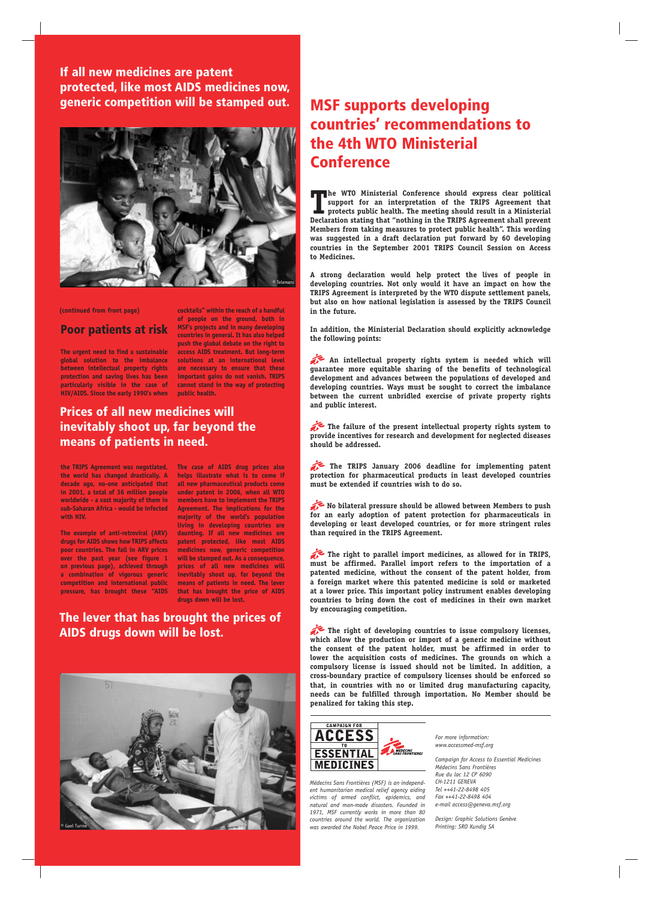**If all new medicines are patent protected, like most AIDS medicines now, generic competition will be stamped out.**

© Telemans

(continued from front page)

## Poor patients at risk

The urgent need to find a sustainable global solution to the imbalance between intellectual property rights protection and saving lives has been particularly visible in the case of HIV/AIDS. Since the early 1990's when the TRIPS Agreement was negotiated, the world has changed drastically. A decade ago, no-one anticipated that in 2001, a total of 36 million people worldwide - a vast majority of them in sub-Saharan Africa - would be infected with HIV.

The example of anti-retroviral (ARV) drugs for AIDS shows how TRIPS affects poor countries. The fall in ARV prices over the past year (see figure 1 on previous page), achieved through a combination of vigorous generic competition and international public pressure, has brought these "AIDS cocktails" within the reach of a handful of people on the ground, both in MSF's projects and in many developing countries in general. It has also helped push the global debate on the right to access AIDS treatment. But long-term solutions at an international level are necessary to ensure that these important gains do not vanish. TRIPS cannot stand in the way of protecting public health.

**Prices of all new medicines will inevitably shoot up, far beyond the means of patients in need.**

The case of AIDS drug prices also helps illustrate what is to come if all new pharmaceutical products come under patent in 2006, when all WTO members have to implement the TRIPS Agreement. The implications for the majority of the world's population living in developing countries are daunting. If all new medicines are patent protected, like most AIDS medicines now, generic competition will be stamped out. As a consequence, prices of all new medicines will inevitably shoot up, far beyond the means of patients in need. The lever that has brought the price of AIDS drugs down will be lost.

**The lever that has brought the prices of AIDS drugs down will be lost.**

© Gael Turine

# MSF supports developing countries' recommendations to the 4th WTO Ministerial Conference

**The WTO Ministerial Conference should express clear political support for an interpretation of the TRIPS Agreement that protects public health. The meeting should result in a Ministerial Declaration stating that "nothing in the TRIPS Agreement shall prevent Members from taking measures to protect public health". This wording was suggested in a draft declaration put forward by 60 developing countries in the September 2001 TRIPS Council Session on Access to Medicines.**

**A strong declaration would help protect the lives of people in developing countries. Not only would it have an impact on how the TRIPS Agreement is interpreted by the WTO dispute settlement panels, but also on how national legislation is assessed by the TRIPS Council in the future.**

**In addition, the Ministerial Declaration should explicitly acknowledge the following points:**

- **An intellectual property rights system is needed which will guarantee more equitable sharing of the benefits of technological development and advances between the populations of developed and developing countries. Ways must be sought to correct the imbalance between the current unbridled exercise of private property rights and public interest.**
- **The failure of the present intellectual property rights system to provide incentives for research and development for neglected diseases should be addressed.**
- **The TRIPS January 2006 deadline for implementing patent protection for pharmaceutical products in least developed countries must be extended if countries wish to do so.**
- **No bilateral pressure should be allowed between Members to push for an early adoption of patent protection for pharmaceuticals in developing or least developed countries, or for more stringent rules than required in the TRIPS Agreement.**
- **The right to parallel import medicines, as allowed for in TRIPS, must be affirmed. Parallel import refers to the importation of a patented medicine, without the consent of the patent holder, from a foreign market where this patented medicine is sold or marketed at a lower price. This important policy instrument enables developing countries to bring down the cost of medicines in their own market by encouraging competition.**
- **The right of developing countries to issue compulsory licenses, which allow the production or import of a generic medicine without the consent of the patent holder, must be affirmed in order to lower the acquisition costs of medicines. The grounds on which a compulsory license is issued should not be limited. In addition, a cross-boundary practice of compulsory licenses should be enforced so that, in countries with no or limited drug manufacturing capacity, needs can be fulfilled through importation. No Member should be penalized for taking this step.**

CAMPAIGN FOR ACCESS TO ESSENTIAL MEDICINES

MÉDECINS SANS FRONTIÈRES

*Médecins Sans Frontières (MSF) is an independent humanitarian medical relief agency aiding victims of armed conflict, epidemics, and natural and man-made disasters. Founded in 1971, MSF currently works in more than 80 countries around the world. The organization was awarded the Nobel Peace Price in 1999.*

*For more information:*
*www.accessmed-msf.org*

*Campaign for Access to Essential Medicines*
*Médecins Sans Frontières*
*Rue du lac 12 CP 6090*
*CH-1211 GENEVA*
*Tel ++41-22-8498 405*
*Fax ++41-22-8498 404*
*e-mail access@geneva.msf.org*

*Design: Graphic Solutions Genève*
*Printing: SRO Kundig SA*